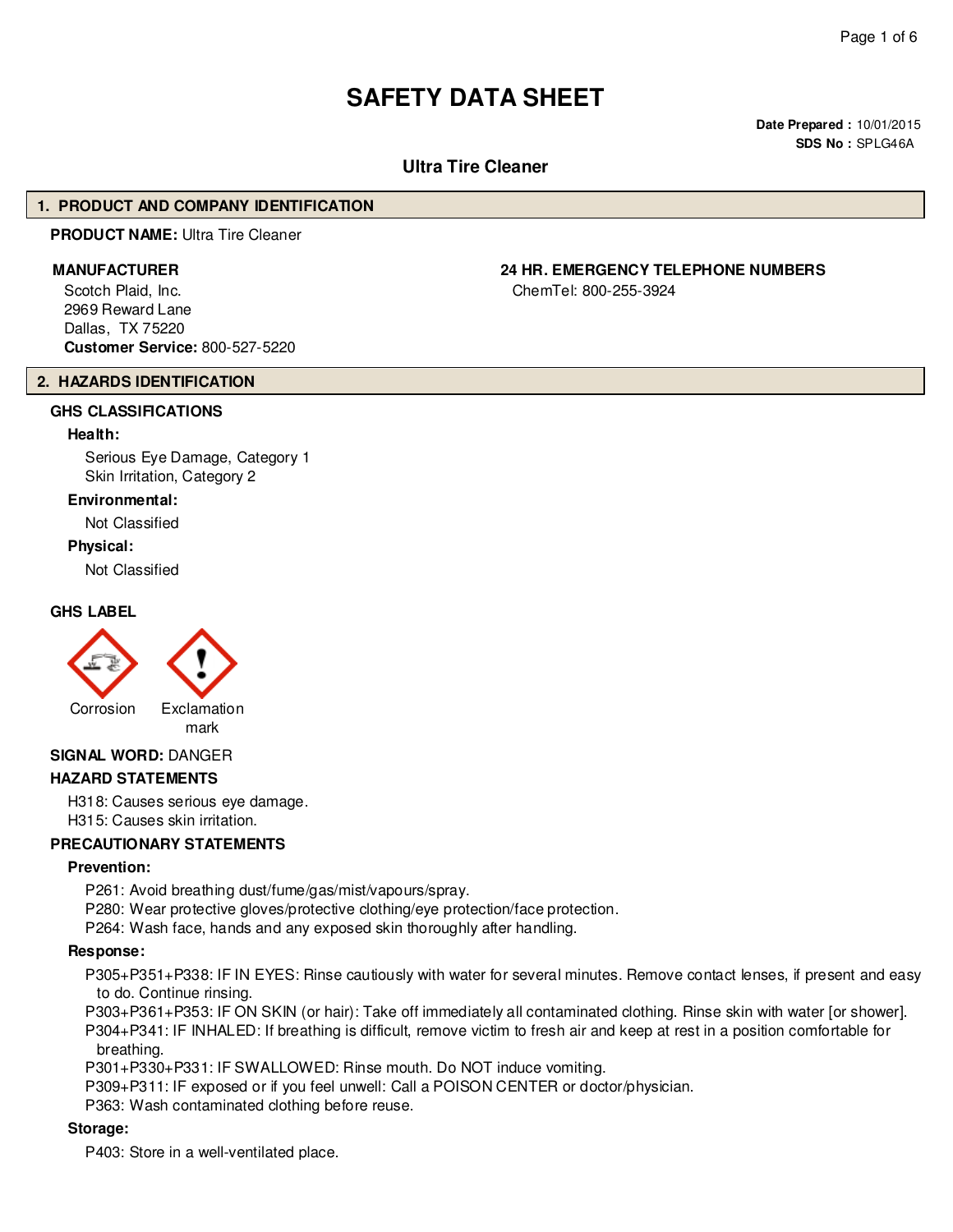# SAFETY DATA SHEET

**Date Prepared :** 10/01/2015
**SDS No :** SPLG46A

## Ultra Tire Cleaner

## 1. PRODUCT AND COMPANY IDENTIFICATION

**PRODUCT NAME:** Ultra Tire Cleaner

**MANUFACTURER**

Scotch Plaid, Inc.
2969 Reward Lane
Dallas, TX 75220
**Customer Service:** 800-527-5220

**24 HR. EMERGENCY TELEPHONE NUMBERS**

ChemTel: 800-255-3924

## 2. HAZARDS IDENTIFICATION

### GHS CLASSIFICATIONS

**Health:**

Serious Eye Damage, Category 1
Skin Irritation, Category 2

**Environmental:**

Not Classified

**Physical:**

Not Classified

### GHS LABEL

Corrosion

Exclamation mark

**SIGNAL WORD:** DANGER

### HAZARD STATEMENTS

H318: Causes serious eye damage.
H315: Causes skin irritation.

### PRECAUTIONARY STATEMENTS

**Prevention:**

P261: Avoid breathing dust/fume/gas/mist/vapours/spray.
P280: Wear protective gloves/protective clothing/eye protection/face protection.
P264: Wash face, hands and any exposed skin thoroughly after handling.

**Response:**

P305+P351+P338: IF IN EYES: Rinse cautiously with water for several minutes. Remove contact lenses, if present and easy to do. Continue rinsing.
P303+P361+P353: IF ON SKIN (or hair): Take off immediately all contaminated clothing. Rinse skin with water [or shower].
P304+P341: IF INHALED: If breathing is difficult, remove victim to fresh air and keep at rest in a position comfortable for breathing.
P301+P330+P331: IF SWALLOWED: Rinse mouth. Do NOT induce vomiting.
P309+P311: IF exposed or if you feel unwell: Call a POISON CENTER or doctor/physician.
P363: Wash contaminated clothing before reuse.

**Storage:**

P403: Store in a well-ventilated place.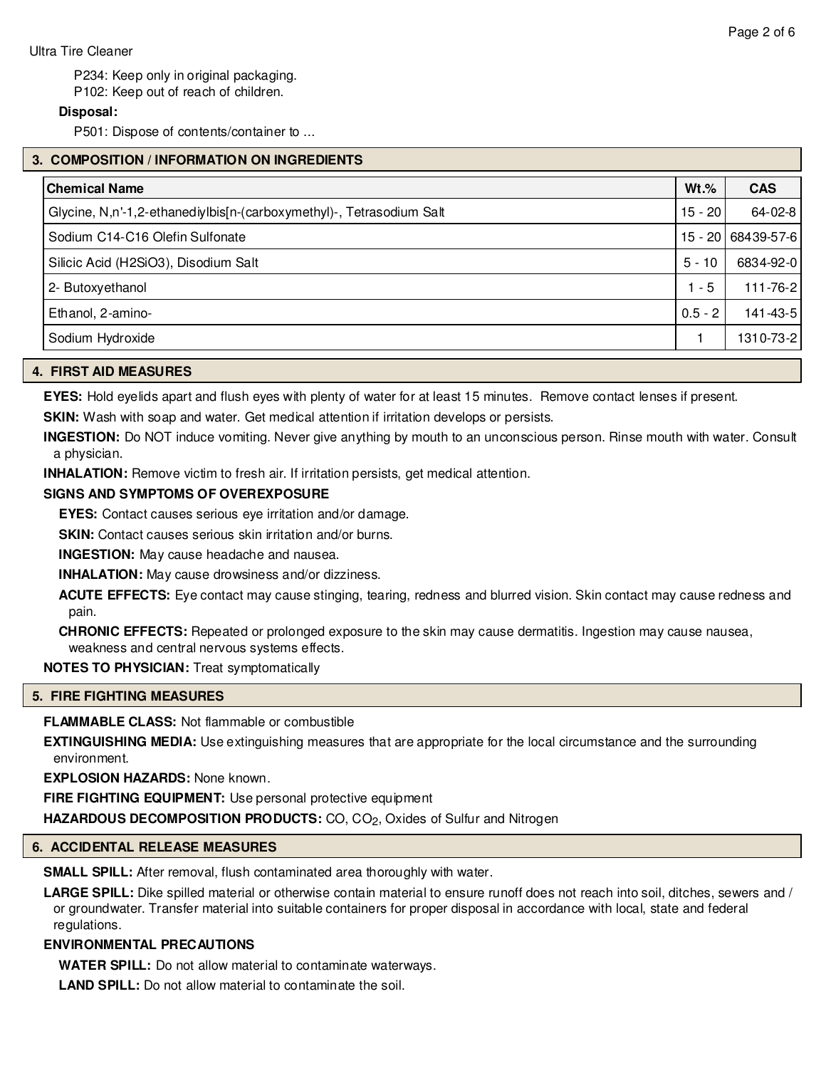P234: Keep only in original packaging.
P102: Keep out of reach of children.

**Disposal:**

P501: Dispose of contents/container to ...

## 3. COMPOSITION / INFORMATION ON INGREDIENTS

| Chemical Name | Wt.% | CAS |
| --- | --- | --- |
| Glycine, N,n'-1,2-ethanediylbis[n-(carboxymethyl)-, Tetrasodium Salt | 15 - 20 | 64-02-8 |
| Sodium C14-C16 Olefin Sulfonate | 15 - 20 | 68439-57-6 |
| Silicic Acid (H2SiO3), Disodium Salt | 5 - 10 | 6834-92-0 |
| 2- Butoxyethanol | 1 - 5 | 111-76-2 |
| Ethanol, 2-amino- | 0.5 - 2 | 141-43-5 |
| Sodium Hydroxide | 1 | 1310-73-2 |

## 4. FIRST AID MEASURES

**EYES:** Hold eyelids apart and flush eyes with plenty of water for at least 15 minutes. Remove contact lenses if present.

**SKIN:** Wash with soap and water. Get medical attention if irritation develops or persists.

**INGESTION:** Do NOT induce vomiting. Never give anything by mouth to an unconscious person. Rinse mouth with water. Consult a physician.

**INHALATION:** Remove victim to fresh air. If irritation persists, get medical attention.

**SIGNS AND SYMPTOMS OF OVEREXPOSURE**

**EYES:** Contact causes serious eye irritation and/or damage.

**SKIN:** Contact causes serious skin irritation and/or burns.

**INGESTION:** May cause headache and nausea.

**INHALATION:** May cause drowsiness and/or dizziness.

**ACUTE EFFECTS:** Eye contact may cause stinging, tearing, redness and blurred vision. Skin contact may cause redness and pain.

**CHRONIC EFFECTS:** Repeated or prolonged exposure to the skin may cause dermatitis. Ingestion may cause nausea, weakness and central nervous systems effects.

**NOTES TO PHYSICIAN:** Treat symptomatically

## 5. FIRE FIGHTING MEASURES

**FLAMMABLE CLASS:** Not flammable or combustible

**EXTINGUISHING MEDIA:** Use extinguishing measures that are appropriate for the local circumstance and the surrounding environment.

**EXPLOSION HAZARDS:** None known.

**FIRE FIGHTING EQUIPMENT:** Use personal protective equipment

**HAZARDOUS DECOMPOSITION PRODUCTS:** CO, $CO_2$, Oxides of Sulfur and Nitrogen

## 6. ACCIDENTAL RELEASE MEASURES

**SMALL SPILL:** After removal, flush contaminated area thoroughly with water.

**LARGE SPILL:** Dike spilled material or otherwise contain material to ensure runoff does not reach into soil, ditches, sewers and / or groundwater. Transfer material into suitable containers for proper disposal in accordance with local, state and federal regulations.

**ENVIRONMENTAL PRECAUTIONS**

**WATER SPILL:** Do not allow material to contaminate waterways.

**LAND SPILL:** Do not allow material to contaminate the soil.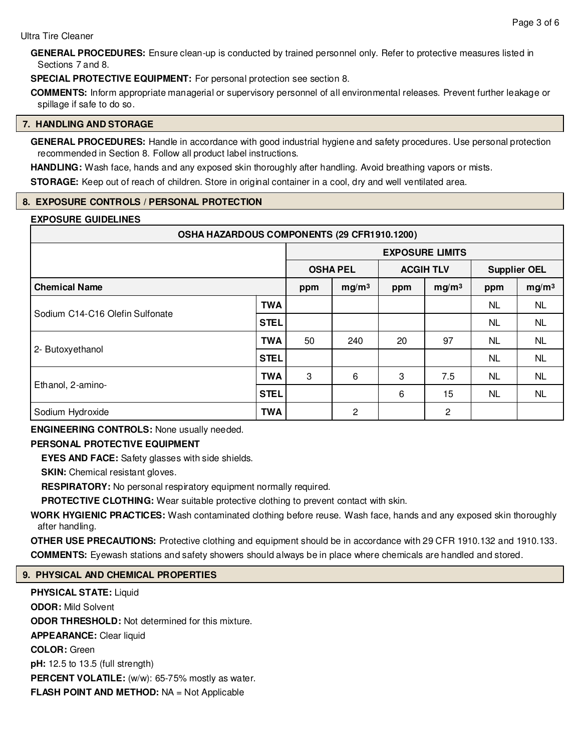**GENERAL PROCEDURES:** Ensure clean-up is conducted by trained personnel only. Refer to protective measures listed in Sections 7 and 8.

**SPECIAL PROTECTIVE EQUIPMENT:** For personal protection see section 8.

**COMMENTS:** Inform appropriate managerial or supervisory personnel of all environmental releases. Prevent further leakage or spillage if safe to do so.

## 7. HANDLING AND STORAGE

**GENERAL PROCEDURES:** Handle in accordance with good industrial hygiene and safety procedures. Use personal protection recommended in Section 8. Follow all product label instructions.

**HANDLING:** Wash face, hands and any exposed skin thoroughly after handling. Avoid breathing vapors or mists.

**STORAGE:** Keep out of reach of children. Store in original container in a cool, dry and well ventilated area.

## 8. EXPOSURE CONTROLS / PERSONAL PROTECTION

**EXPOSURE GUIDELINES**

| OSHA HAZARDOUS COMPONENTS (29 CFR1910.1200) | | | | | | | |
|---|---|---|---|---|---|---|---|
| | | EXPOSURE LIMITS | | | | | |
| | | OSHA PEL | | ACGIH TLV | | Supplier OEL | |
| Chemical Name | | ppm | mg/m³ | ppm | mg/m³ | ppm | mg/m³ |
| Sodium C14-C16 Olefin Sulfonate | TWA | | | | | NL | NL |
| | STEL | | | | | NL | NL |
| 2- Butoxyethanol | TWA | 50 | 240 | 20 | 97 | NL | NL |
| | STEL | | | | | NL | NL |
| Ethanol, 2-amino- | TWA | 3 | 6 | 3 | 7.5 | NL | NL |
| | STEL | | | 6 | 15 | NL | NL |
| Sodium Hydroxide | TWA | | 2 | | 2 | | |

**ENGINEERING CONTROLS:** None usually needed.

**PERSONAL PROTECTIVE EQUIPMENT**

**EYES AND FACE:** Safety glasses with side shields.

**SKIN:** Chemical resistant gloves.

**RESPIRATORY:** No personal respiratory equipment normally required.

**PROTECTIVE CLOTHING:** Wear suitable protective clothing to prevent contact with skin.

**WORK HYGIENIC PRACTICES:** Wash contaminated clothing before reuse. Wash face, hands and any exposed skin thoroughly after handling.

**OTHER USE PRECAUTIONS:** Protective clothing and equipment should be in accordance with 29 CFR 1910.132 and 1910.133.

**COMMENTS:** Eyewash stations and safety showers should always be in place where chemicals are handled and stored.

## 9. PHYSICAL AND CHEMICAL PROPERTIES

**PHYSICAL STATE:** Liquid

**ODOR:** Mild Solvent

**ODOR THRESHOLD:** Not determined for this mixture.

**APPEARANCE:** Clear liquid

**COLOR:** Green

**pH:** 12.5 to 13.5 (full strength)

**PERCENT VOLATILE:** (w/w): 65-75% mostly as water.

**FLASH POINT AND METHOD:** NA = Not Applicable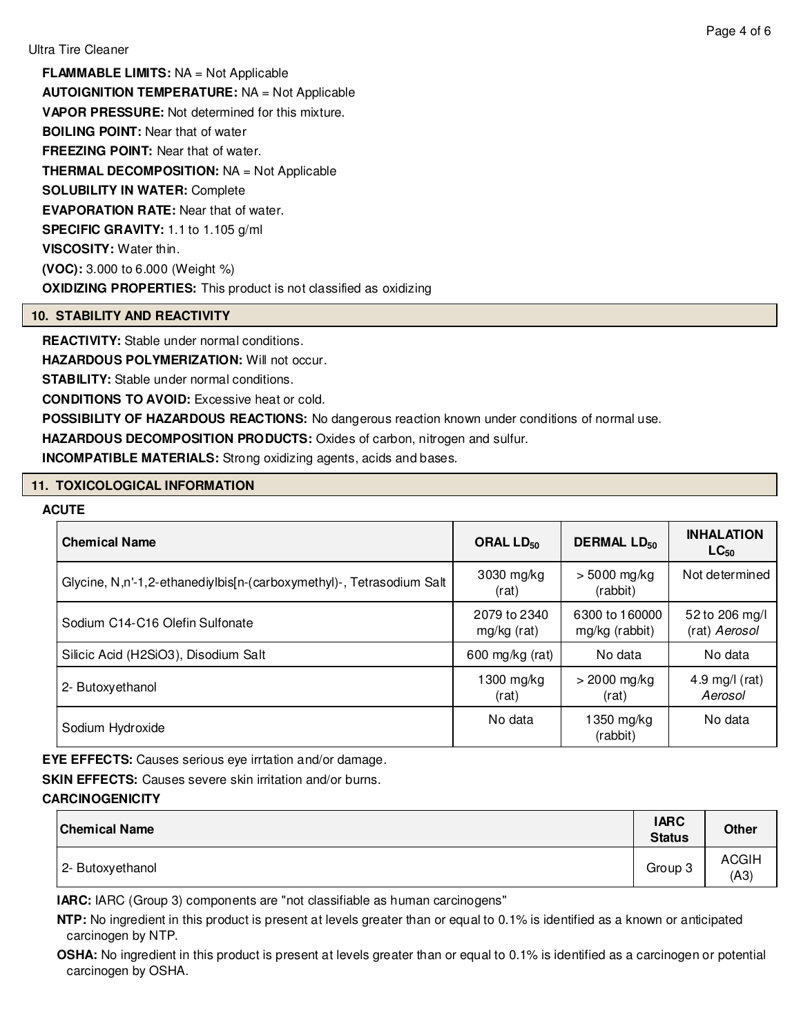**FLAMMABLE LIMITS:** NA = Not Applicable

**AUTOIGNITION TEMPERATURE:** NA = Not Applicable

**VAPOR PRESSURE:** Not determined for this mixture.

**BOILING POINT:** Near that of water

**FREEZING POINT:** Near that of water.

**THERMAL DECOMPOSITION:** NA = Not Applicable

**SOLUBILITY IN WATER:** Complete

**EVAPORATION RATE:** Near that of water.

**SPECIFIC GRAVITY:** 1.1 to 1.105 g/ml

**VISCOSITY:** Water thin.

**(VOC):** 3.000 to 6.000 (Weight %)

**OXIDIZING PROPERTIES:** This product is not classified as oxidizing

## 10. STABILITY AND REACTIVITY

**REACTIVITY:** Stable under normal conditions.

**HAZARDOUS POLYMERIZATION:** Will not occur.

**STABILITY:** Stable under normal conditions.

**CONDITIONS TO AVOID:** Excessive heat or cold.

**POSSIBILITY OF HAZARDOUS REACTIONS:** No dangerous reaction known under conditions of normal use.

**HAZARDOUS DECOMPOSITION PRODUCTS:** Oxides of carbon, nitrogen and sulfur.

**INCOMPATIBLE MATERIALS:** Strong oxidizing agents, acids and bases.

## 11. TOXICOLOGICAL INFORMATION

**ACUTE**

| Chemical Name | ORAL $LD_{50}$ | DERMAL $LD_{50}$ | INHALATION $LC_{50}$ |
|---|---|---|---|
| Glycine, N,n'-1,2-ethanediylbis[n-(carboxymethyl)-, Tetrasodium Salt | 3030 mg/kg (rat) | > 5000 mg/kg (rabbit) | Not determined |
| Sodium C14-C16 Olefin Sulfonate | 2079 to 2340 mg/kg (rat) | 6300 to 160000 mg/kg (rabbit) | 52 to 206 mg/l (rat) *Aerosol* |
| Silicic Acid (H2SiO3), Disodium Salt | 600 mg/kg (rat) | No data | No data |
| 2- Butoxyethanol | 1300 mg/kg (rat) | > 2000 mg/kg (rat) | 4.9 mg/l (rat) *Aerosol* |
| Sodium Hydroxide | No data | 1350 mg/kg (rabbit) | No data |

**EYE EFFECTS:** Causes serious eye irrtation and/or damage.

**SKIN EFFECTS:** Causes severe skin irritation and/or burns.

**CARCINOGENICITY**

| Chemical Name | IARC Status | Other |
|---|---|---|
| 2- Butoxyethanol | Group 3 | ACGIH (A3) |

**IARC:** IARC (Group 3) components are "not classifiable as human carcinogens"

**NTP:** No ingredient in this product is present at levels greater than or equal to 0.1% is identified as a known or anticipated carcinogen by NTP.

**OSHA:** No ingredient in this product is present at levels greater than or equal to 0.1% is identified as a carcinogen or potential carcinogen by OSHA.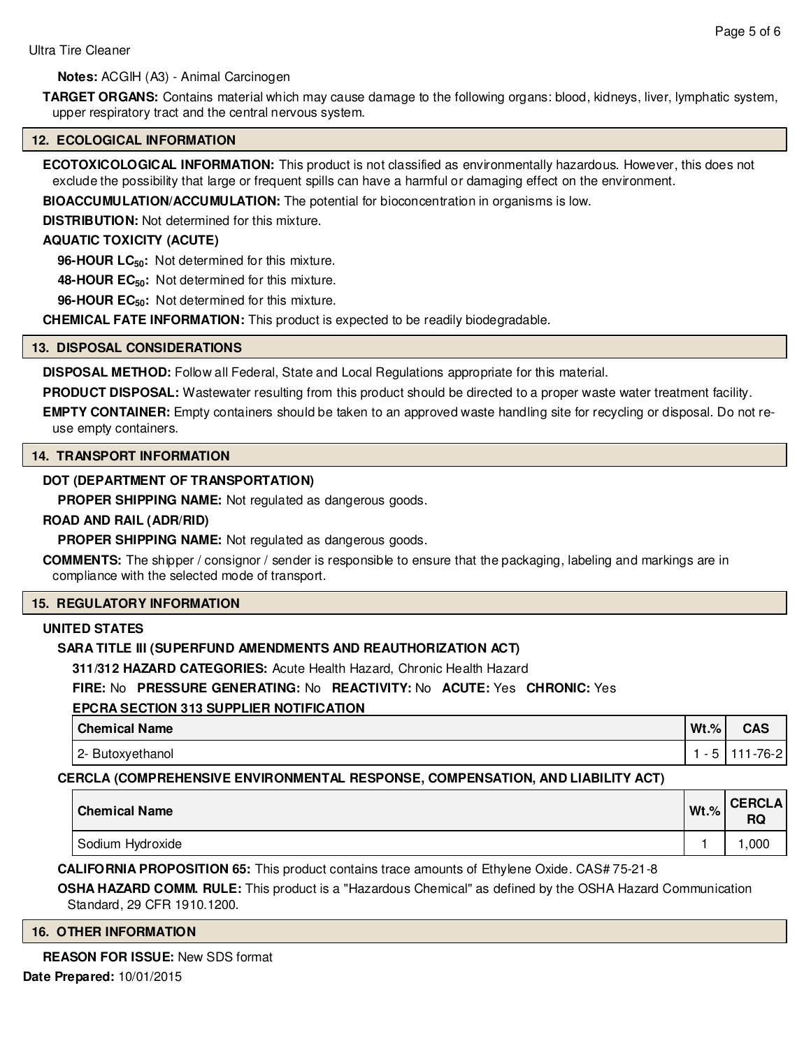**Notes:** ACGIH (A3) - Animal Carcinogen

**TARGET ORGANS:** Contains material which may cause damage to the following organs: blood, kidneys, liver, lymphatic system, upper respiratory tract and the central nervous system.

## 12. ECOLOGICAL INFORMATION

**ECOTOXICOLOGICAL INFORMATION:** This product is not classified as environmentally hazardous. However, this does not exclude the possibility that large or frequent spills can have a harmful or damaging effect on the environment.

**BIOACCUMULATION/ACCUMULATION:** The potential for bioconcentration in organisms is low.

**DISTRIBUTION:** Not determined for this mixture.

**AQUATIC TOXICITY (ACUTE)**

**96-HOUR $LC_{50}$:** Not determined for this mixture.

**48-HOUR $EC_{50}$:** Not determined for this mixture.

**96-HOUR $EC_{50}$:** Not determined for this mixture.

**CHEMICAL FATE INFORMATION:** This product is expected to be readily biodegradable.

## 13. DISPOSAL CONSIDERATIONS

**DISPOSAL METHOD:** Follow all Federal, State and Local Regulations appropriate for this material.

**PRODUCT DISPOSAL:** Wastewater resulting from this product should be directed to a proper waste water treatment facility.

**EMPTY CONTAINER:** Empty containers should be taken to an approved waste handling site for recycling or disposal. Do not re-use empty containers.

## 14. TRANSPORT INFORMATION

**DOT (DEPARTMENT OF TRANSPORTATION)**

**PROPER SHIPPING NAME:** Not regulated as dangerous goods.

**ROAD AND RAIL (ADR/RID)**

**PROPER SHIPPING NAME:** Not regulated as dangerous goods.

**COMMENTS:** The shipper / consignor / sender is responsible to ensure that the packaging, labeling and markings are in compliance with the selected mode of transport.

## 15. REGULATORY INFORMATION

**UNITED STATES**

**SARA TITLE III (SUPERFUND AMENDMENTS AND REAUTHORIZATION ACT)**

**311/312 HAZARD CATEGORIES:** Acute Health Hazard, Chronic Health Hazard

**FIRE:** No **PRESSURE GENERATING:** No **REACTIVITY:** No **ACUTE:** Yes **CHRONIC:** Yes

**EPCRA SECTION 313 SUPPLIER NOTIFICATION**

| Chemical Name | Wt.% | CAS |
|---|---|---|
| 2- Butoxyethanol | 1 - 5 | 111-76-2 |

**CERCLA (COMPREHENSIVE ENVIRONMENTAL RESPONSE, COMPENSATION, AND LIABILITY ACT)**

| Chemical Name | Wt.% | CERCLA RQ |
|---|---|---|
| Sodium Hydroxide | 1 | 1,000 |

**CALIFORNIA PROPOSITION 65:** This product contains trace amounts of Ethylene Oxide. CAS# 75-21-8

**OSHA HAZARD COMM. RULE:** This product is a "Hazardous Chemical" as defined by the OSHA Hazard Communication Standard, 29 CFR 1910.1200.

## 16. OTHER INFORMATION

**REASON FOR ISSUE:** New SDS format

**Date Prepared:** 10/01/2015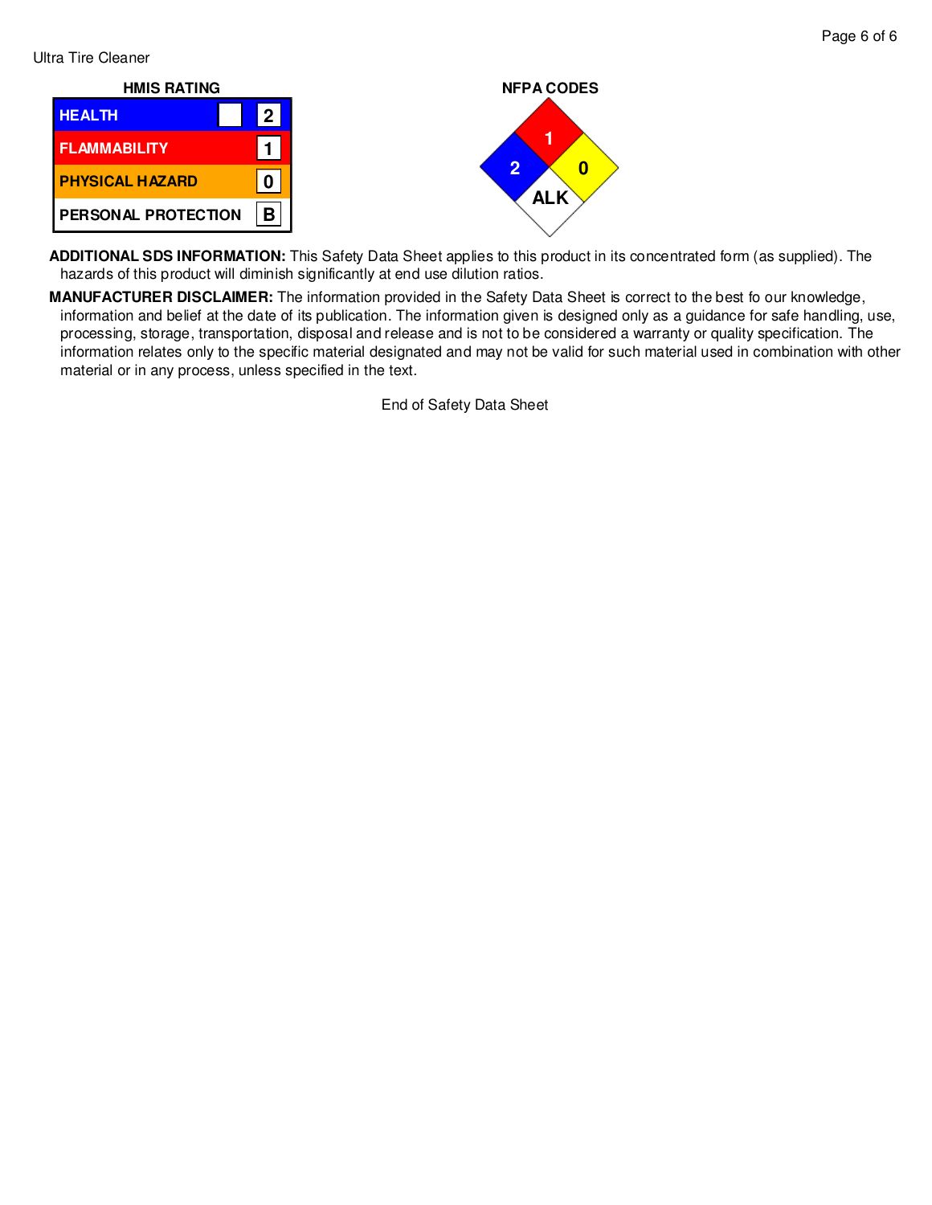**HMIS RATING**

| | |
|---|---|
| HEALTH | 2 |
| FLAMMABILITY | 1 |
| PHYSICAL HAZARD | 0 |
| PERSONAL PROTECTION | B |

**NFPA CODES**

1

2

0

ALK

**ADDITIONAL SDS INFORMATION:** This Safety Data Sheet applies to this product in its concentrated form (as supplied). The hazards of this product will diminish significantly at end use dilution ratios.

**MANUFACTURER DISCLAIMER:** The information provided in the Safety Data Sheet is correct to the best fo our knowledge, information and belief at the date of its publication. The information given is designed only as a guidance for safe handling, use, processing, storage, transportation, disposal and release and is not to be considered a warranty or quality specification. The information relates only to the specific material designated and may not be valid for such material used in combination with other material or in any process, unless specified in the text.

End of Safety Data Sheet